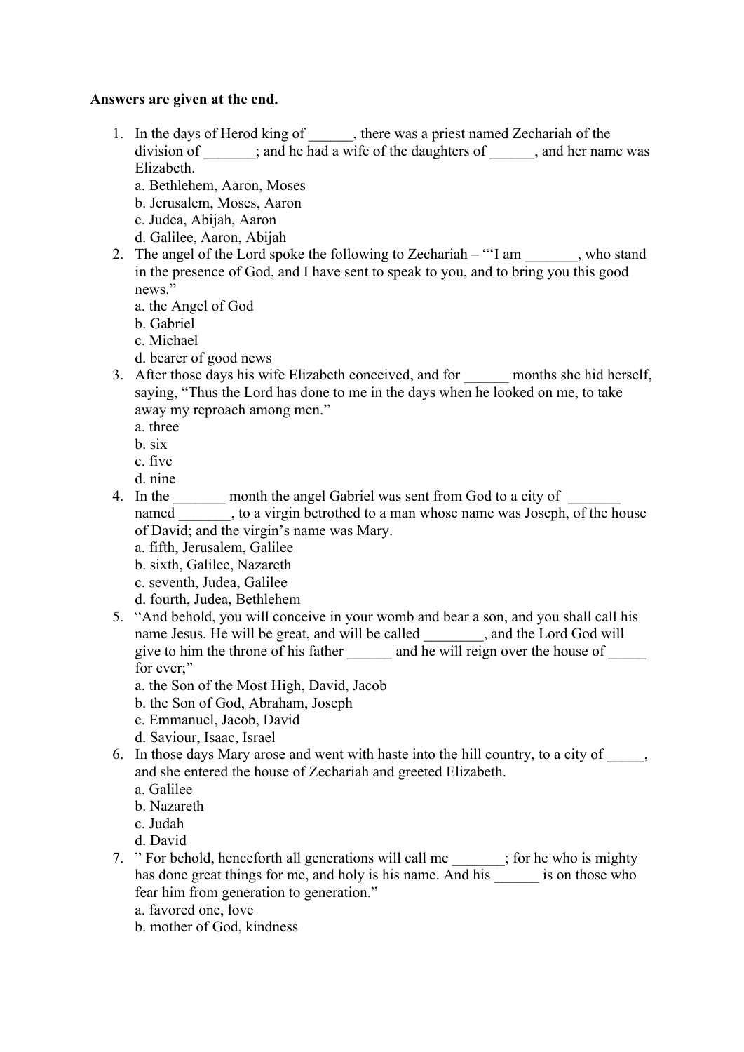**Answers are given at the end.**

1. In the days of Herod king of ______, there was a priest named Zechariah of the division of _______; and he had a wife of the daughters of ______, and her name was Elizabeth.
   a. Bethlehem, Aaron, Moses
   b. Jerusalem, Moses, Aaron
   c. Judea, Abijah, Aaron
   d. Galilee, Aaron, Abijah
2. The angel of the Lord spoke the following to Zechariah – "'I am _______, who stand in the presence of God, and I have sent to speak to you, and to bring you this good news."
   a. the Angel of God
   b. Gabriel
   c. Michael
   d. bearer of good news
3. After those days his wife Elizabeth conceived, and for ______ months she hid herself, saying, "Thus the Lord has done to me in the days when he looked on me, to take away my reproach among men."
   a. three
   b. six
   c. five
   d. nine
4. In the _______ month the angel Gabriel was sent from God to a city of _______ named _______, to a virgin betrothed to a man whose name was Joseph, of the house of David; and the virgin's name was Mary.
   a. fifth, Jerusalem, Galilee
   b. sixth, Galilee, Nazareth
   c. seventh, Judea, Galilee
   d. fourth, Judea, Bethlehem
5. "And behold, you will conceive in your womb and bear a son, and you shall call his name Jesus. He will be great, and will be called ________, and the Lord God will give to him the throne of his father ______ and he will reign over the house of _____ for ever;"
   a. the Son of the Most High, David, Jacob
   b. the Son of God, Abraham, Joseph
   c. Emmanuel, Jacob, David
   d. Saviour, Isaac, Israel
6. In those days Mary arose and went with haste into the hill country, to a city of _____, and she entered the house of Zechariah and greeted Elizabeth.
   a. Galilee
   b. Nazareth
   c. Judah
   d. David
7. " For behold, henceforth all generations will call me _______; for he who is mighty has done great things for me, and holy is his name. And his ______ is on those who fear him from generation to generation."
   a. favored one, love
   b. mother of God, kindness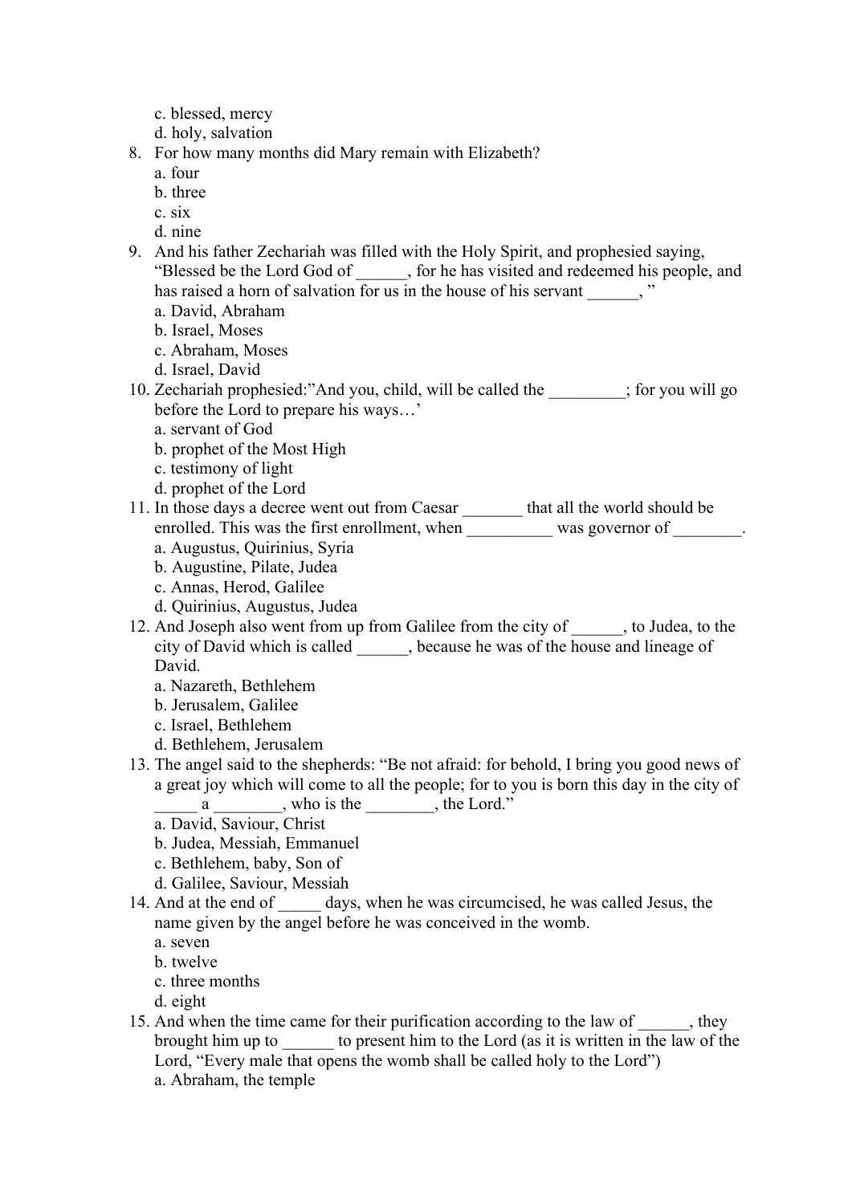c. blessed, mercy
   d. holy, salvation

8. For how many months did Mary remain with Elizabeth?
   a. four
   b. three
   c. six
   d. nine
9. And his father Zechariah was filled with the Holy Spirit, and prophesied saying, "Blessed be the Lord God of ______, for he has visited and redeemed his people, and has raised a horn of salvation for us in the house of his servant ______, "
   a. David, Abraham
   b. Israel, Moses
   c. Abraham, Moses
   d. Israel, David
10. Zechariah prophesied:"And you, child, will be called the _________; for you will go before the Lord to prepare his ways…'
    a. servant of God
    b. prophet of the Most High
    c. testimony of light
    d. prophet of the Lord
11. In those days a decree went out from Caesar _______ that all the world should be enrolled. This was the first enrollment, when __________ was governor of ________.
    a. Augustus, Quirinius, Syria
    b. Augustine, Pilate, Judea
    c. Annas, Herod, Galilee
    d. Quirinius, Augustus, Judea
12. And Joseph also went from up from Galilee from the city of ______, to Judea, to the city of David which is called ______, because he was of the house and lineage of David.
    a. Nazareth, Bethlehem
    b. Jerusalem, Galilee
    c. Israel, Bethlehem
    d. Bethlehem, Jerusalem
13. The angel said to the shepherds: "Be not afraid: for behold, I bring you good news of a great joy which will come to all the people; for to you is born this day in the city of _____ a ________, who is the ________, the Lord."
    a. David, Saviour, Christ
    b. Judea, Messiah, Emmanuel
    c. Bethlehem, baby, Son of
    d. Galilee, Saviour, Messiah
14. And at the end of _____ days, when he was circumcised, he was called Jesus, the name given by the angel before he was conceived in the womb.
    a. seven
    b. twelve
    c. three months
    d. eight
15. And when the time came for their purification according to the law of ______, they brought him up to ______ to present him to the Lord (as it is written in the law of the Lord, "Every male that opens the womb shall be called holy to the Lord")
    a. Abraham, the temple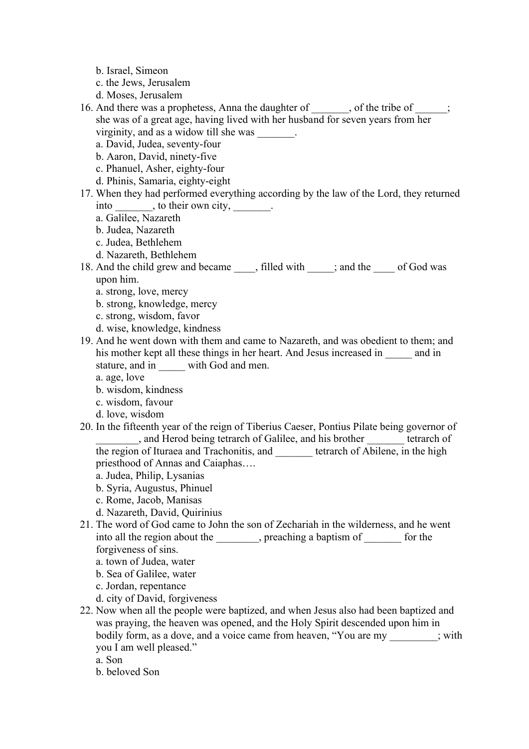b. Israel, Simeon
   c. the Jews, Jerusalem
   d. Moses, Jerusalem

16. And there was a prophetess, Anna the daughter of _______, of the tribe of ______; she was of a great age, having lived with her husband for seven years from her virginity, and as a widow till she was _______.
    a. David, Judea, seventy-four
    b. Aaron, David, ninety-five
    c. Phanuel, Asher, eighty-four
    d. Phinis, Samaria, eighty-eight
17. When they had performed everything according by the law of the Lord, they returned into _______, to their own city, _______.
    a. Galilee, Nazareth
    b. Judea, Nazareth
    c. Judea, Bethlehem
    d. Nazareth, Bethlehem
18. And the child grew and became ____, filled with _____; and the ____ of God was upon him.
    a. strong, love, mercy
    b. strong, knowledge, mercy
    c. strong, wisdom, favor
    d. wise, knowledge, kindness
19. And he went down with them and came to Nazareth, and was obedient to them; and his mother kept all these things in her heart. And Jesus increased in _____ and in stature, and in _____ with God and men.
    a. age, love
    b. wisdom, kindness
    c. wisdom, favour
    d. love, wisdom
20. In the fifteenth year of the reign of Tiberius Caeser, Pontius Pilate being governor of ________, and Herod being tetrarch of Galilee, and his brother _______ tetrarch of the region of Ituraea and Trachonitis, and _______ tetrarch of Abilene, in the high priesthood of Annas and Caiaphas….
    a. Judea, Philip, Lysanias
    b. Syria, Augustus, Phinuel
    c. Rome, Jacob, Manisas
    d. Nazareth, David, Quirinius
21. The word of God came to John the son of Zechariah in the wilderness, and he went into all the region about the ________, preaching a baptism of _______ for the forgiveness of sins.
    a. town of Judea, water
    b. Sea of Galilee, water
    c. Jordan, repentance
    d. city of David, forgiveness
22. Now when all the people were baptized, and when Jesus also had been baptized and was praying, the heaven was opened, and the Holy Spirit descended upon him in bodily form, as a dove, and a voice came from heaven, "You are my _________; with you I am well pleased."
    a. Son
    b. beloved Son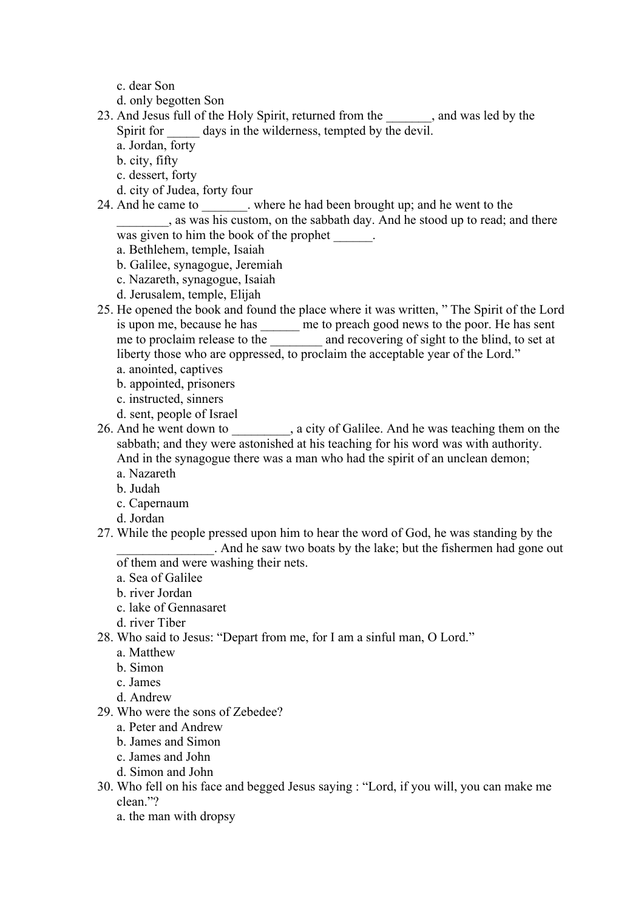c. dear Son
d. only begotten Son

23. And Jesus full of the Holy Spirit, returned from the _______, and was led by the Spirit for _____ days in the wilderness, tempted by the devil.
    a. Jordan, forty
    b. city, fifty
    c. dessert, forty
    d. city of Judea, forty four
24. And he came to _______. where he had been brought up; and he went to the ________, as was his custom, on the sabbath day. And he stood up to read; and there was given to him the book of the prophet ______.
    a. Bethlehem, temple, Isaiah
    b. Galilee, synagogue, Jeremiah
    c. Nazareth, synagogue, Isaiah
    d. Jerusalem, temple, Elijah
25. He opened the book and found the place where it was written, " The Spirit of the Lord is upon me, because he has ______ me to preach good news to the poor. He has sent me to proclaim release to the ________ and recovering of sight to the blind, to set at liberty those who are oppressed, to proclaim the acceptable year of the Lord."
    a. anointed, captives
    b. appointed, prisoners
    c. instructed, sinners
    d. sent, people of Israel
26. And he went down to _________, a city of Galilee. And he was teaching them on the sabbath; and they were astonished at his teaching for his word was with authority. And in the synagogue there was a man who had the spirit of an unclean demon;
    a. Nazareth
    b. Judah
    c. Capernaum
    d. Jordan
27. While the people pressed upon him to hear the word of God, he was standing by the _______________. And he saw two boats by the lake; but the fishermen had gone out of them and were washing their nets.
    a. Sea of Galilee
    b. river Jordan
    c. lake of Gennasaret
    d. river Tiber
28. Who said to Jesus: "Depart from me, for I am a sinful man, O Lord."
    a. Matthew
    b. Simon
    c. James
    d. Andrew
29. Who were the sons of Zebedee?
    a. Peter and Andrew
    b. James and Simon
    c. James and John
    d. Simon and John
30. Who fell on his face and begged Jesus saying : "Lord, if you will, you can make me clean."?
    a. the man with dropsy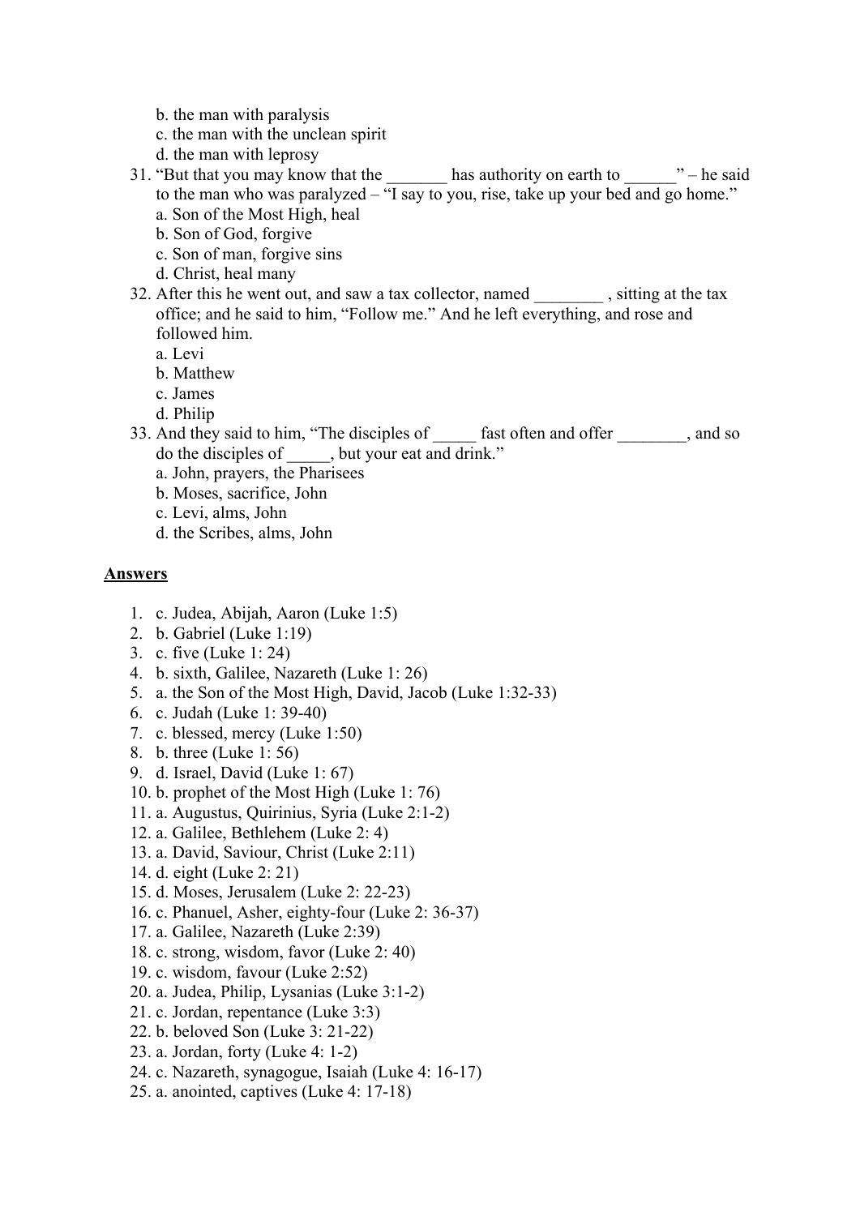b. the man with paralysis
c. the man with the unclean spirit
d. the man with leprosy

31. "But that you may know that the _______ has authority on earth to ______" – he said to the man who was paralyzed – "I say to you, rise, take up your bed and go home."
    a. Son of the Most High, heal
    b. Son of God, forgive
    c. Son of man, forgive sins
    d. Christ, heal many
32. After this he went out, and saw a tax collector, named ________ , sitting at the tax office; and he said to him, "Follow me." And he left everything, and rose and followed him.
    a. Levi
    b. Matthew
    c. James
    d. Philip
33. And they said to him, "The disciples of _____ fast often and offer ________, and so do the disciples of _____, but your eat and drink."
    a. John, prayers, the Pharisees
    b. Moses, sacrifice, John
    c. Levi, alms, John
    d. the Scribes, alms, John

**Answers**

1. c. Judea, Abijah, Aaron (Luke 1:5)
2. b. Gabriel (Luke 1:19)
3. c. five (Luke 1: 24)
4. b. sixth, Galilee, Nazareth (Luke 1: 26)
5. a. the Son of the Most High, David, Jacob (Luke 1:32-33)
6. c. Judah (Luke 1: 39-40)
7. c. blessed, mercy (Luke 1:50)
8. b. three (Luke 1: 56)
9. d. Israel, David (Luke 1: 67)
10. b. prophet of the Most High (Luke 1: 76)
11. a. Augustus, Quirinius, Syria (Luke 2:1-2)
12. a. Galilee, Bethlehem (Luke 2: 4)
13. a. David, Saviour, Christ (Luke 2:11)
14. d. eight (Luke 2: 21)
15. d. Moses, Jerusalem (Luke 2: 22-23)
16. c. Phanuel, Asher, eighty-four (Luke 2: 36-37)
17. a. Galilee, Nazareth (Luke 2:39)
18. c. strong, wisdom, favor (Luke 2: 40)
19. c. wisdom, favour (Luke 2:52)
20. a. Judea, Philip, Lysanias (Luke 3:1-2)
21. c. Jordan, repentance (Luke 3:3)
22. b. beloved Son (Luke 3: 21-22)
23. a. Jordan, forty (Luke 4: 1-2)
24. c. Nazareth, synagogue, Isaiah (Luke 4: 16-17)
25. a. anointed, captives (Luke 4: 17-18)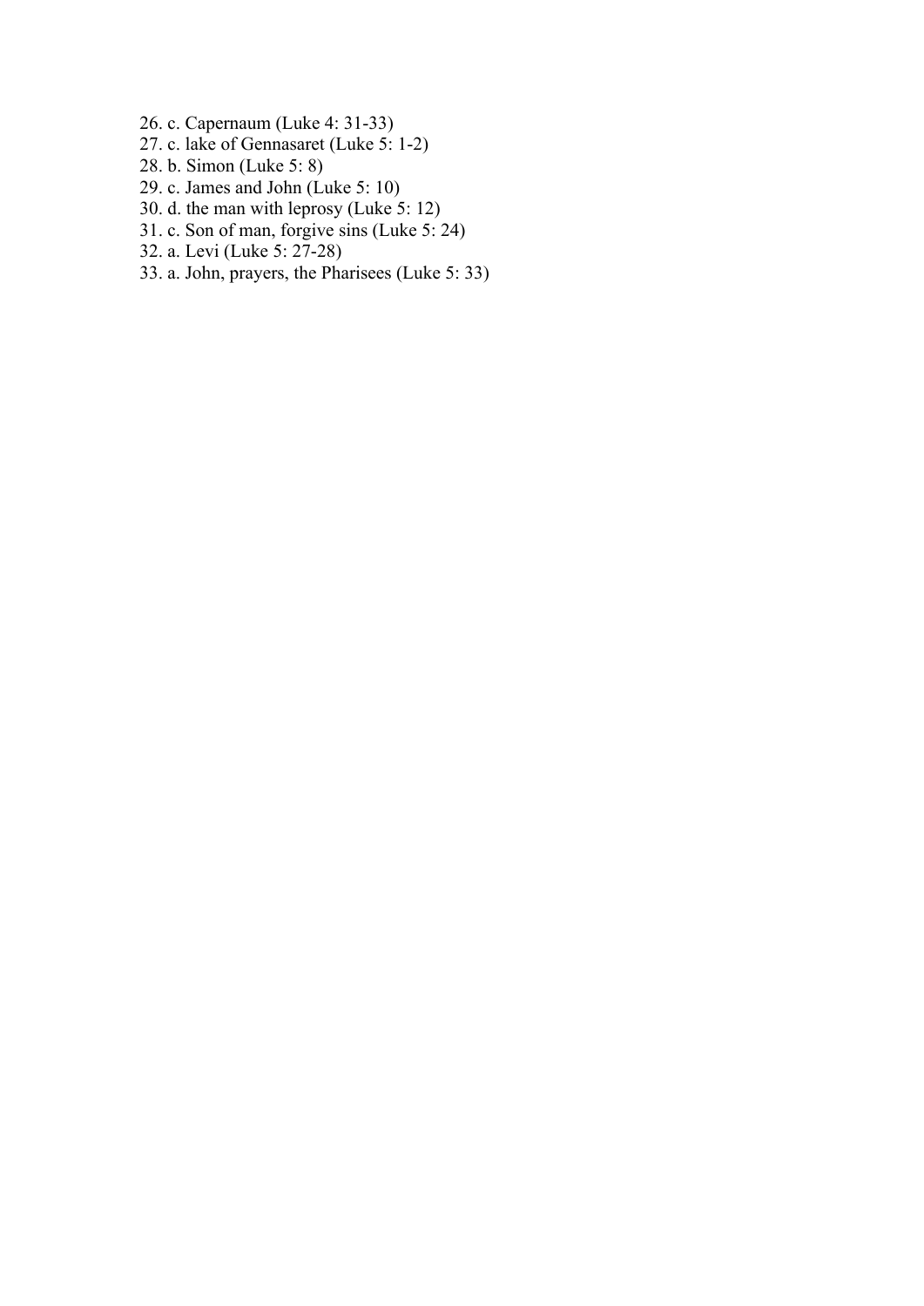26. c. Capernaum (Luke 4: 31-33)
27. c. lake of Gennasaret (Luke 5: 1-2)
28. b. Simon (Luke 5: 8)
29. c. James and John (Luke 5: 10)
30. d. the man with leprosy (Luke 5: 12)
31. c. Son of man, forgive sins (Luke 5: 24)
32. a. Levi (Luke 5: 27-28)
33. a. John, prayers, the Pharisees (Luke 5: 33)